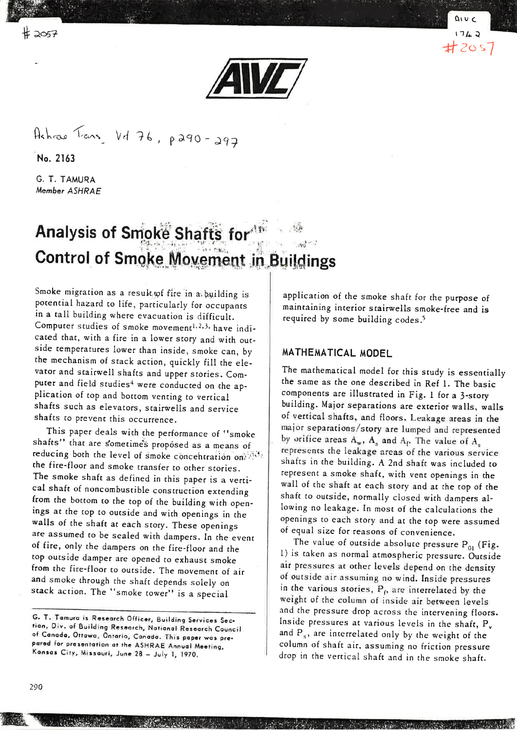\# 2057

AIVC 1742 #2057

Ashrae Trans. Vol 76, p290-297

No. 2163

G. T. TAMURA
*Member ASHRAE*

# Analysis of Smoke Shafts for Control of Smoke Movement in Buildings

Smoke migration as a result of fire in a building is potential hazard to life, particularly for occupants in a tall building where evacuation is difficult. Computer studies of smoke movement[1,2,3] have indicated that, with a fire in a lower story and with outside temperatures lower than inside, smoke can, by the mechanism of stack action, quickly fill the elevator and stairwell shafts and upper stories. Computer and field studies[4] were conducted on the application of top and bottom venting to vertical shafts such as elevators, stairwells and service shafts to prevent this occurrence.

This paper deals with the performance of "smoke shafts" that are sometimes proposed as a means of reducing both the level of smoke concentration on the fire-floor and smoke transfer to other stories. The smoke shaft as defined in this paper is a vertical shaft of noncombustible construction extending from the bottom to the top of the building with openings at the top to outside and with openings in the walls of the shaft at each story. These openings are assumed to be sealed with dampers. In the event of fire, only the dampers on the fire-floor and the top outside damper are opened to exhaust smoke from the fire-floor to outside. The movement of air and smoke through the shaft depends solely on stack action. The "smoke tower" is a special application of the smoke shaft for the purpose of maintaining interior stairwells smoke-free and is required by some building codes.[5]

G. T. Tamura is Research Officer, Building Services Section, Div. of Building Research, National Research Council of Canada, Ottawa, Ontario, Canada. This paper was prepared for presentation at the ASHRAE Annual Meeting, Kansas City, Missouri, June 28 – July 1, 1970.

## MATHEMATICAL MODEL

The mathematical model for this study is essentially the same as the one described in Ref 1. The basic components are illustrated in Fig. 1 for a 3-story building. Major separations are exterior walls, walls of vertical shafts, and floors. Leakage areas in the major separations/story are lumped and represented by orifice areas $A_w$, $A_s$ and $A_f$. The value of $A_s$ represents the leakage areas of the various service shafts in the building. A 2nd shaft was included to represent a smoke shaft, with vent openings in the wall of the shaft at each story and at the top of the shaft to outside, normally closed with dampers allowing no leakage. In most of the calculations the openings to each story and at the top were assumed of equal size for reasons of convenience.

The value of outside absolute pressure $P_{01}$ (Fig. 1) is taken as normal atmospheric pressure. Outside air pressures at other levels depend on the density of outside air assuming no wind. Inside pressures in the various stories, $P_f$, are interrelated by the weight of the column of inside air between levels and the pressure drop across the intervening floors. Inside pressures at various levels in the shaft, $P_v$ and $P_s$, are interrelated only by the weight of the column of shaft air, assuming no friction pressure drop in the vertical shaft and in the smoke shaft.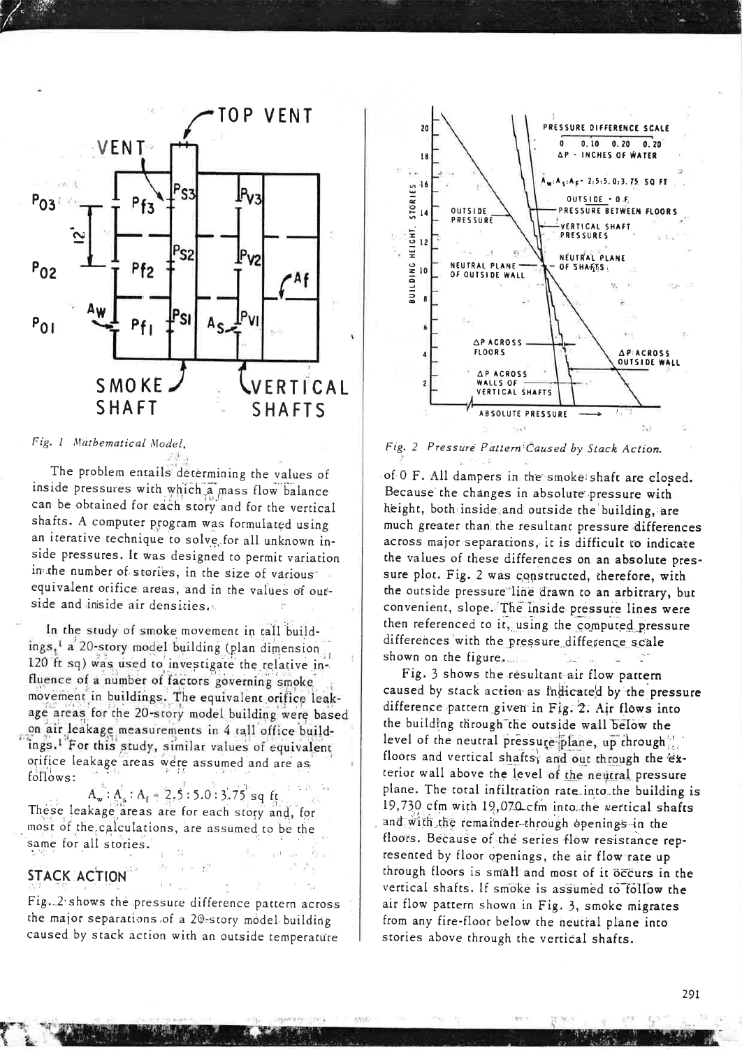Fig. 1 *Mathematical Model.*

The problem entails determining the values of inside pressures with which a mass flow balance can be obtained for each story and for the vertical shafts. A computer program was formulated using an iterative technique to solve for all unknown inside pressures. It was designed to permit variation in the number of stories, in the size of various equivalent orifice areas, and in the values of outside and inside air densities.

In the study of smoke movement in tall buildings,[1] a 20-story model building (plan dimension 120 ft sq) was used to investigate the relative influence of a number of factors governing smoke movement in buildings. The equivalent orifice leakage areas for the 20-story model building were based on air leakage measurements in 4 tall office buildings.[1] For this study, similar values of equivalent orifice leakage areas were assumed and are as follows:

$$A_w : A_s : A_f = 2.5 : 5.0 : 3.75 \text{ sq ft}$$

These leakage areas are for each story and, for most of the calculations, are assumed to be the same for all stories.

## STACK ACTION

Fig. 2 shows the pressure difference pattern across the major separations of a 20-story model building caused by stack action with an outside temperature of 0 F. All dampers in the smoke shaft are closed. Because the changes in absolute pressure with height, both inside and outside the building, are much greater than the resultant pressure differences across major separations, it is difficult to indicate the values of these differences on an absolute pressure plot. Fig. 2 was constructed, therefore, with the outside pressure line drawn to an arbitrary, but convenient, slope. The inside pressure lines were then referenced to it, using the computed pressure differences with the pressure difference scale shown on the figure.

Fig. 2 *Pressure Pattern Caused by Stack Action.*

Fig. 3 shows the resultant air flow pattern caused by stack action as indicated by the pressure difference pattern given in Fig. 2. Air flows into the building through the outside wall below the level of the neutral pressure plane, up through floors and vertical shafts, and out through the exterior wall above the level of the neutral pressure plane. The total infiltration rate into the building is 19,730 cfm with 19,070 cfm into the vertical shafts and with the remainder through openings in the floors. Because of the series flow resistance represented by floor openings, the air flow rate up through floors is small and most of it occurs in the vertical shafts. If smoke is assumed to follow the air flow pattern shown in Fig. 3, smoke migrates from any fire-floor below the neutral plane into stories above through the vertical shafts.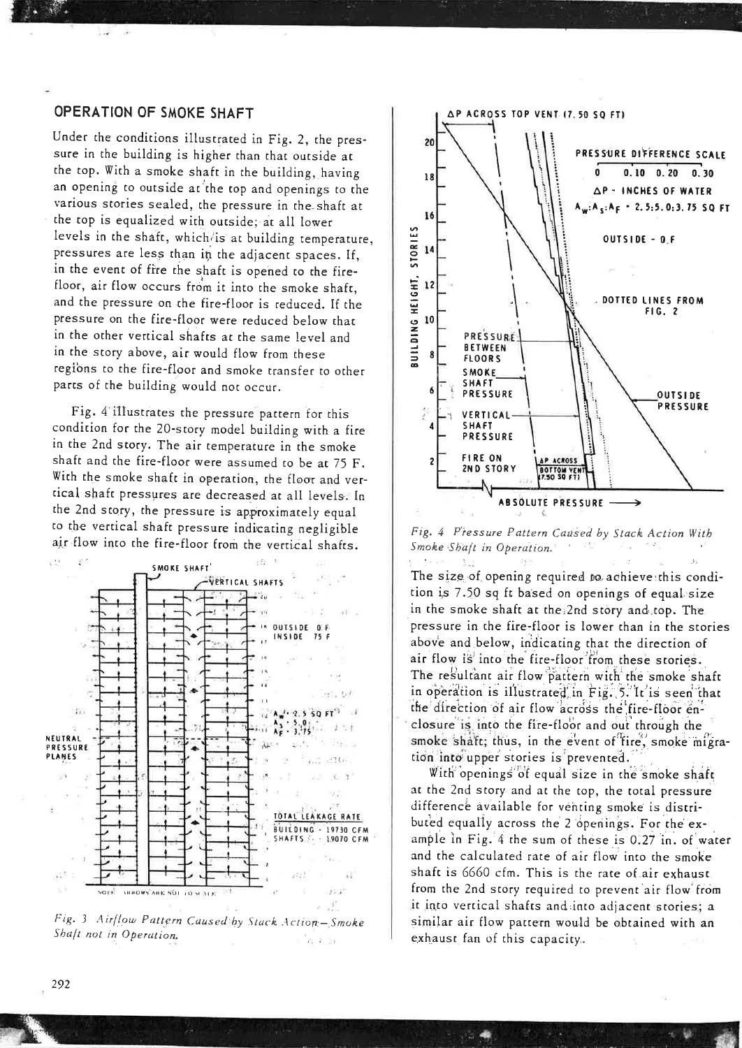## OPERATION OF SMOKE SHAFT

Under the conditions illustrated in Fig. 2, the pressure in the building is higher than that outside at the top. With a smoke shaft in the building, having an opening to outside at the top and openings to the various stories sealed, the pressure in the shaft at the top is equalized with outside; at all lower levels in the shaft, which is at building temperature, pressures are less than in the adjacent spaces. If, in the event of fire the shaft is opened to the fire-floor, air flow occurs from it into the smoke shaft, and the pressure on the fire-floor is reduced. If the pressure on the fire-floor were reduced below that in the other vertical shafts at the same level and in the story above, air would flow from these regions to the fire-floor and smoke transfer to other parts of the building would not occur.

Fig. 4 illustrates the pressure pattern for this condition for the 20-story model building with a fire in the 2nd story. The air temperature in the smoke shaft and the fire-floor were assumed to be at 75 F. With the smoke shaft in operation, the floor and vertical shaft pressures are decreased at all levels. In the 2nd story, the pressure is approximately equal to the vertical shaft pressure indicating negligible air flow into the fire-floor from the vertical shafts.

*Fig. 3 Airflow Pattern Caused by Stack Action—Smoke Shaft not in Operation.*

*Fig. 4 Pressure Pattern Caused by Stack Action With Smoke Shaft in Operation.*

The size of opening required to achieve this condition is 7.50 sq ft based on openings of equal size in the smoke shaft at the 2nd story and top. The pressure in the fire-floor is lower than in the stories above and below, indicating that the direction of air flow is into the fire-floor from these stories. The resultant air flow pattern with the smoke shaft in operation is illustrated in Fig. 5. It is seen that the direction of air flow across the fire-floor enclosure is into the fire-floor and out through the smoke shaft; thus, in the event of fire, smoke migration into upper stories is prevented.

With openings of equal size in the smoke shaft at the 2nd story and at the top, the total pressure difference available for venting smoke is distributed equally across the 2 openings. For the example in Fig. 4 the sum of these is 0.27 in. of water and the calculated rate of air flow into the smoke shaft is 6660 cfm. This is the rate of air exhaust from the 2nd story required to prevent air flow from it into vertical shafts and into adjacent stories; a similar air flow pattern would be obtained with an exhaust fan of this capacity.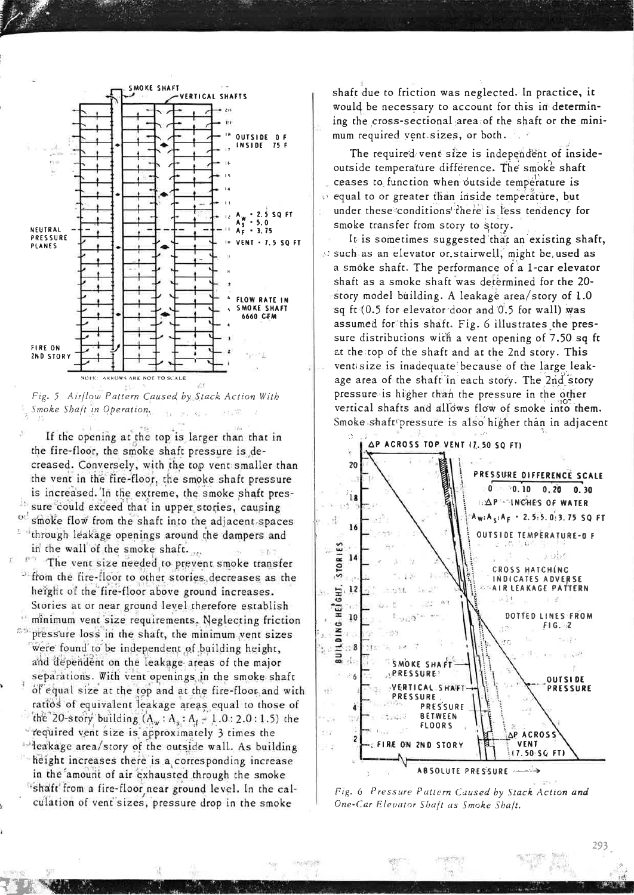*Fig. 5 Airflow Pattern Caused by Stack Action With Smoke Shaft in Operation.*

If the opening at the top is larger than that in the fire-floor, the smoke shaft pressure is decreased. Conversely, with the top vent smaller than the vent in the fire-floor, the smoke shaft pressure is increased. In the extreme, the smoke shaft pressure could exceed that in upper stories, causing smoke flow from the shaft into the adjacent spaces through leakage openings around the dampers and in the wall of the smoke shaft.

The vent size needed to prevent smoke transfer from the fire-floor to other stories decreases as the height of the fire-floor above ground increases. Stories at or near ground level therefore establish minimum vent size requirements. Neglecting friction pressure loss in the shaft, the minimum vent sizes were found to be independent of building height, and dependent on the leakage areas of the major separations. With vent openings in the smoke shaft of equal size at the top and at the fire-floor and with ratios of equivalent leakage areas equal to those of the 20-story building ($A_w : A_s : A_f = 1.0 : 2.0 : 1.5$) the required vent size is approximately 3 times the leakage area/story of the outside wall. As building height increases there is a corresponding increase in the amount of air exhausted through the smoke shaft from a fire-floor near ground level. In the calculation of vent sizes, pressure drop in the smoke shaft due to friction was neglected. In practice, it would be necessary to account for this in determining the cross-sectional area of the shaft or the minimum required vent sizes, or both.

The required vent size is independent of inside-outside temperature difference. The smoke shaft ceases to function when outside temperature is equal to or greater than inside temperature, but under these conditions there is less tendency for smoke transfer from story to story.

It is sometimes suggested that an existing shaft, such as an elevator or stairwell, might be used as a smoke shaft. The performance of a 1-car elevator shaft as a smoke shaft was determined for the 20-story model building. A leakage area/story of 1.0 sq ft (0.5 for elevator door and 0.5 for wall) was assumed for this shaft. Fig. 6 illustrates the pressure distributions with a vent opening of 7.50 sq ft at the top of the shaft and at the 2nd story. This vent size is inadequate because of the large leakage area of the shaft in each story. The 2nd story pressure is higher than the pressure in the other vertical shafts and allows flow of smoke into them. Smoke shaft pressure is also higher than in adjacent

*Fig. 6 Pressure Pattern Caused by Stack Action and One-Car Elevator Shaft as Smoke Shaft.*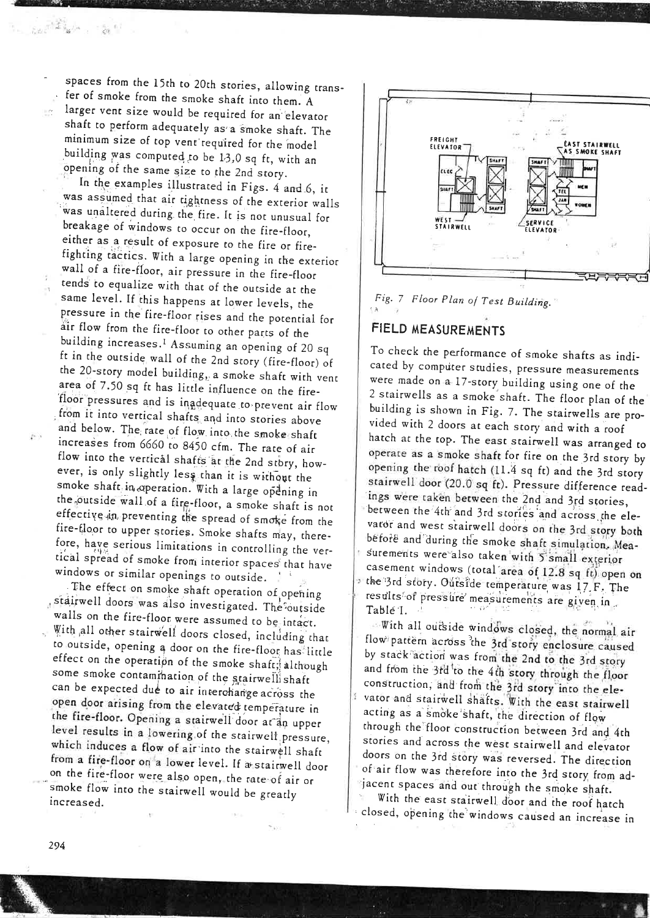spaces from the 15th to 20th stories, allowing transfer of smoke from the smoke shaft into them. A larger vent size would be required for an elevator shaft to perform adequately as a smoke shaft. The minimum size of top vent required for the model building was computed to be 13.0 sq ft, with an opening of the same size to the 2nd story.

In the examples illustrated in Figs. 4 and 6, it was assumed that air tightness of the exterior walls was unaltered during the fire. It is not unusual for breakage of windows to occur on the fire-floor, either as a result of exposure to the fire or fire-fighting tactics. With a large opening in the exterior wall of a fire-floor, air pressure in the fire-floor tends to equalize with that of the outside at the same level. If this happens at lower levels, the pressure in the fire-floor rises and the potential for air flow from the fire-floor to other parts of the building increases.[1] Assuming an opening of 20 sq ft in the outside wall of the 2nd story (fire-floor) of the 20-story model building, a smoke shaft with vent area of 7.50 sq ft has little influence on the fire-floor pressures and is inadequate to prevent air flow from it into vertical shafts and into stories above and below. The rate of flow into the smoke shaft increases from 6660 to 8450 cfm. The rate of air flow into the vertical shafts at the 2nd story, however, is only slightly less than it is without the smoke shaft in operation. With a large opening in the outside wall of a fire-floor, a smoke shaft is not effective in preventing the spread of smoke from the fire-floor to upper stories. Smoke shafts may, therefore, have serious limitations in controlling the vertical spread of smoke from interior spaces that have windows or similar openings to outside.

The effect on smoke shaft operation of opening stairwell doors was also investigated. The outside walls on the fire-floor were assumed to be intact. With all other stairwell doors closed, including that to outside, opening a door on the fire-floor has little effect on the operation of the smoke shaft, although some smoke contamination of the stairwell shaft can be expected due to air interchange across the open door arising from the elevated temperature in the fire-floor. Opening a stairwell door at an upper level results in a lowering of the stairwell pressure, which induces a flow of air into the stairwell shaft from a fire-floor on a lower level. If a stairwell door on the fire-floor were also open, the rate of air or smoke flow into the stairwell would be greatly increased.

*Fig. 7 Floor Plan of Test Building.*

## FIELD MEASUREMENTS

To check the performance of smoke shafts as indicated by computer studies, pressure measurements were made on a 17-story building using one of the 2 stairwells as a smoke shaft. The floor plan of the building is shown in Fig. 7. The stairwells are provided with 2 doors at each story and with a roof hatch at the top. The east stairwell was arranged to operate as a smoke shaft for fire on the 3rd story by opening the roof hatch (11.4 sq ft) and the 3rd story stairwell door (20.0 sq ft). Pressure difference readings were taken between the 2nd and 3rd stories, between the 4th and 3rd stories and across the elevator and west stairwell doors on the 3rd story both before and during the smoke shaft simulation. Measurements were also taken with 5 small exterior casement windows (total area of 12.8 sq ft) open on the 3rd story. Outside temperature was 17 F. The results of pressure measurements are given in Table I.

With all outside windows closed, the normal air flow pattern across the 3rd story enclosure caused by stack action was from the 2nd to the 3rd story and from the 3rd to the 4th story through the floor construction, and from the 3rd story into the elevator and stairwell shafts. With the east stairwell acting as a smoke shaft, the direction of flow through the floor construction between 3rd and 4th stories and across the west stairwell and elevator doors on the 3rd story was reversed. The direction of air flow was therefore into the 3rd story from adjacent spaces and out through the smoke shaft.

With the east stairwell door and the roof hatch closed, opening the windows caused an increase in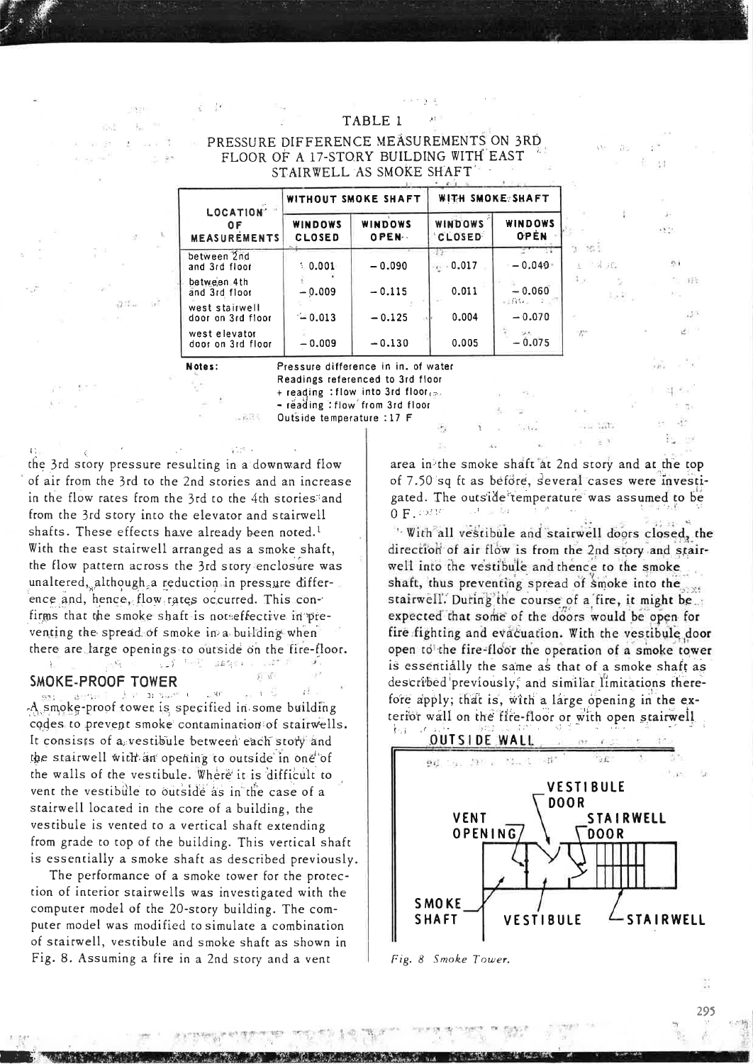TABLE 1

PRESSURE DIFFERENCE MEASUREMENTS ON 3RD FLOOR OF A 17-STORY BUILDING WITH EAST STAIRWELL AS SMOKE SHAFT

| LOCATION OF MEASUREMENTS | WITHOUT SMOKE SHAFT | | WITH SMOKE SHAFT | |
|---|---|---|---|---|
| | WINDOWS CLOSED | WINDOWS OPEN | WINDOWS CLOSED | WINDOWS OPEN |
| between 2nd and 3rd floor | 0.001 | −0.090 | 0.017 | −0.040 |
| between 4th and 3rd floor | −0.009 | −0.115 | 0.011 | −0.060 |
| west stairwell door on 3rd floor | −0.013 | −0.125 | 0.004 | −0.070 |
| west elevator door on 3rd floor | −0.009 | −0.130 | 0.005 | −0.075 |

**Notes:** Pressure difference in in. of water
Readings referenced to 3rd floor
+ reading : flow into 3rd floor
− reading : flow from 3rd floor
Outside temperature : 17 F

the 3rd story pressure resulting in a downward flow of air from the 3rd to the 2nd stories and an increase in the flow rates from the 3rd to the 4th stories and from the 3rd story into the elevator and stairwell shafts. These effects have already been noted.[1] With the east stairwell arranged as a smoke shaft, the flow pattern across the 3rd story enclosure was unaltered, although a reduction in pressure difference and, hence, flow rates occurred. This confirms that the smoke shaft is not effective in preventing the spread of smoke in a building when there are large openings to outside on the fire-floor.

## SMOKE-PROOF TOWER

A smoke-proof tower is specified in some building codes to prevent smoke contamination of stairwells. It consists of a vestibule between each story and the stairwell with an opening to outside in one of the walls of the vestibule. Where it is difficult to vent the vestibule to outside as in the case of a stairwell located in the core of a building, the vestibule is vented to a vertical shaft extending from grade to top of the building. This vertical shaft is essentially a smoke shaft as described previously.

The performance of a smoke tower for the protection of interior stairwells was investigated with the computer model of the 20-story building. The computer model was modified to simulate a combination of stairwell, vestibule and smoke shaft as shown in Fig. 8. Assuming a fire in a 2nd story and a vent area in the smoke shaft at 2nd story and at the top of 7.50 sq ft as before, several cases were investigated. The outside temperature was assumed to be 0 F.

With all vestibule and stairwell doors closed, the direction of air flow is from the 2nd story and stairwell into the vestibule and thence to the smoke shaft, thus preventing spread of smoke into the stairwell. During the course of a fire, it might be expected that some of the doors would be open for fire fighting and evacuation. With the vestibule door open to the fire-floor the operation of a smoke tower is essentially the same as that of a smoke shaft as described previously, and similar limitations therefore apply; that is, with a large opening in the exterior wall on the fire-floor or with open stairwell

OUTSIDE WALL — VESTIBULE DOOR — VENT OPENING — STAIRWELL DOOR — SMOKE SHAFT — VESTIBULE — STAIRWELL

*Fig. 8 Smoke Tower.*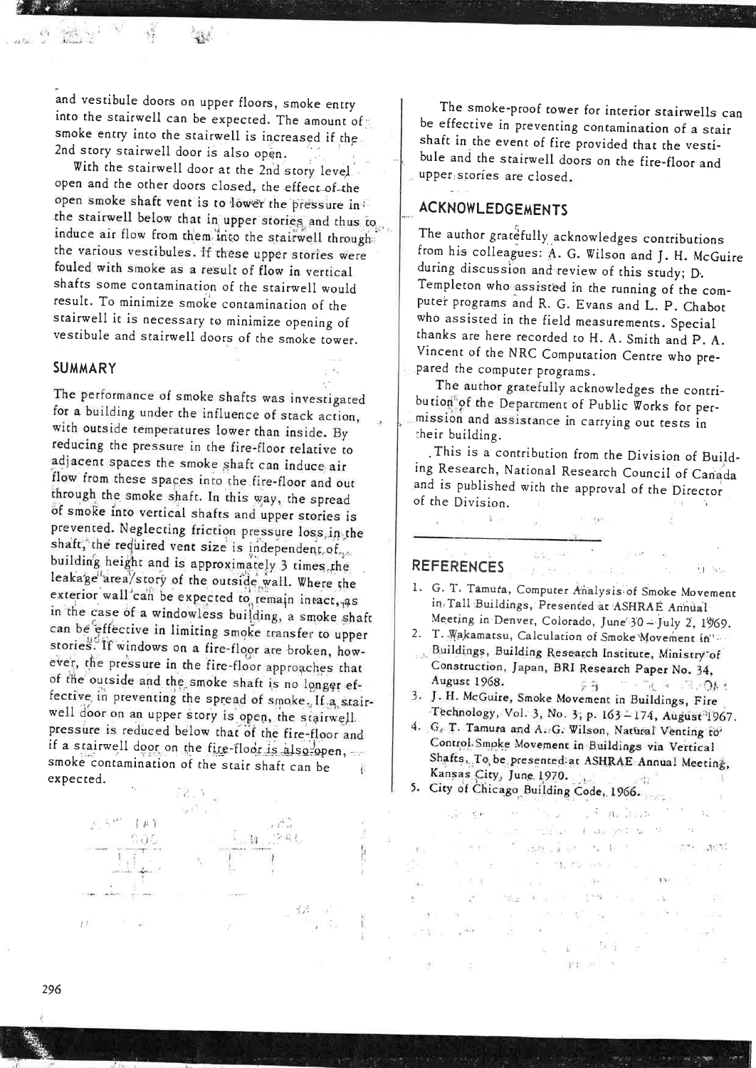and vestibule doors on upper floors, smoke entry into the stairwell can be expected. The amount of smoke entry into the stairwell is increased if the 2nd story stairwell door is also open.

With the stairwell door at the 2nd story level open and the other doors closed, the effect of the open smoke shaft vent is to lower the pressure in the stairwell below that in upper stories and thus to induce air flow from them into the stairwell through the various vestibules. If these upper stories were fouled with smoke as a result of flow in vertical shafts some contamination of the stairwell would result. To minimize smoke contamination of the stairwell it is necessary to minimize opening of vestibule and stairwell doors of the smoke tower.

## SUMMARY

The performance of smoke shafts was investigated for a building under the influence of stack action, with outside temperatures lower than inside. By reducing the pressure in the fire-floor relative to adjacent spaces the smoke shaft can induce air flow from these spaces into the fire-floor and out through the smoke shaft. In this way, the spread of smoke into vertical shafts and upper stories is prevented. Neglecting friction pressure loss in the shaft, the required vent size is independent of building height and is approximately 3 times the leakage area/story of the outside wall. Where the exterior wall can be expected to remain intact, as in the case of a windowless building, a smoke shaft can be effective in limiting smoke transfer to upper stories. If windows on a fire-floor are broken, however, the pressure in the fire-floor approaches that of the outside and the smoke shaft is no longer effective in preventing the spread of smoke. If a stairwell door on an upper story is open, the stairwell pressure is reduced below that of the fire-floor and if a stairwell door on the fire-floor is also open, smoke contamination of the stair shaft can be expected.

The smoke-proof tower for interior stairwells can be effective in preventing contamination of a stair shaft in the event of fire provided that the vestibule and the stairwell doors on the fire-floor and upper stories are closed.

## ACKNOWLEDGEMENTS

The author gratefully acknowledges contributions from his colleagues: A. G. Wilson and J. H. McGuire during discussion and review of this study; D. Templeton who assisted in the running of the computer programs and R. G. Evans and L. P. Chabot who assisted in the field measurements. Special thanks are here recorded to H. A. Smith and P. A. Vincent of the NRC Computation Centre who prepared the computer programs.

The author gratefully acknowledges the contribution of the Department of Public Works for permission and assistance in carrying out tests in their building.

This is a contribution from the Division of Building Research, National Research Council of Canada and is published with the approval of the Director of the Division.

## REFERENCES

1. G. T. Tamura, Computer Analysis of Smoke Movement in Tall Buildings, Presented at ASHRAE Annual Meeting in Denver, Colorado, June 30 – July 2, 1969.
2. T. Wakamatsu, Calculation of Smoke Movement in Buildings, Building Research Institute, Ministry of Construction, Japan, BRI Research Paper No. 34, August 1968.
3. J. H. McGuire, Smoke Movement in Buildings, Fire Technology, Vol. 3, No. 3, p. 163 – 174, August 1967.
4. G. T. Tamura and A. G. Wilson, Natural Venting to Control Smoke Movement in Buildings via Vertical Shafts, To be presented at ASHRAE Annual Meeting, Kansas City, June 1970.
5. City of Chicago Building Code, 1966.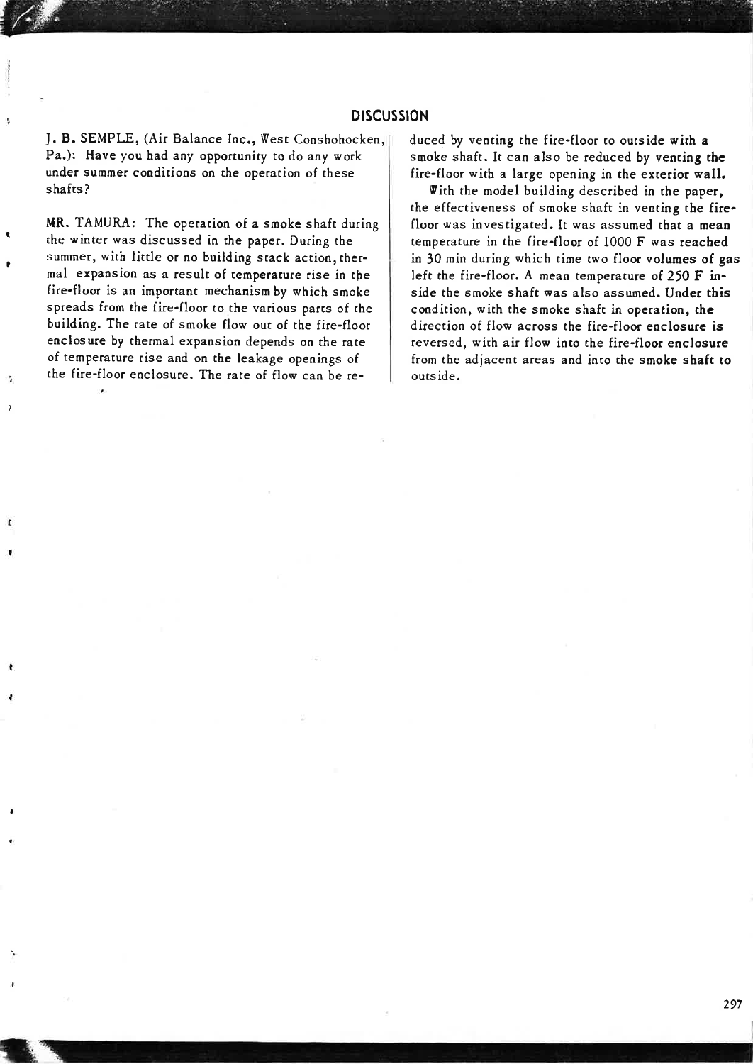## DISCUSSION

J. B. SEMPLE, (Air Balance Inc., West Conshohocken, Pa.): Have you had any opportunity to do any work under summer conditions on the operation of these shafts?

MR. TAMURA: The operation of a smoke shaft during the winter was discussed in the paper. During the summer, with little or no building stack action, thermal expansion as a result of temperature rise in the fire-floor is an important mechanism by which smoke spreads from the fire-floor to the various parts of the building. The rate of smoke flow out of the fire-floor enclosure by thermal expansion depends on the rate of temperature rise and on the leakage openings of the fire-floor enclosure. The rate of flow can be reduced by venting the fire-floor to outside with a smoke shaft. It can also be reduced by venting the fire-floor with a large opening in the exterior wall.

With the model building described in the paper, the effectiveness of smoke shaft in venting the fire-floor was investigated. It was assumed that a mean temperature in the fire-floor of 1000 F was reached in 30 min during which time two floor volumes of gas left the fire-floor. A mean temperature of 250 F inside the smoke shaft was also assumed. Under this condition, with the smoke shaft in operation, the direction of flow across the fire-floor enclosure is reversed, with air flow into the fire-floor enclosure from the adjacent areas and into the smoke shaft to outside.